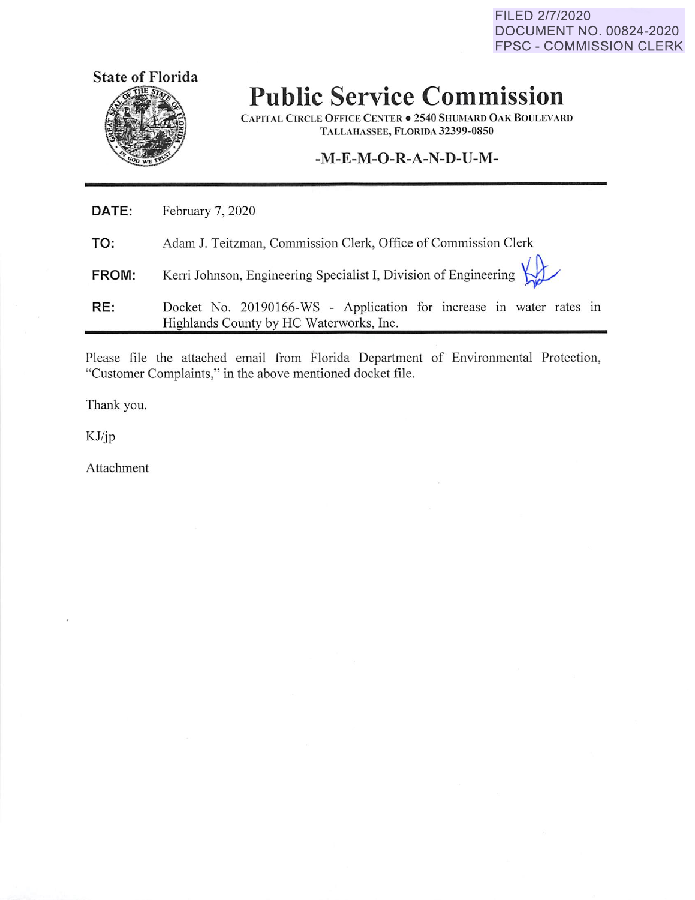FILED 2/7/2020
DOCUMENT NO. 00824-2020
FPSC - COMMISSION CLERK

State of Florida

# Public Service Commission

CAPITAL CIRCLE OFFICE CENTER • 2540 SHUMARD OAK BOULEVARD
TALLAHASSEE, FLORIDA 32399-0850

## -M-E-M-O-R-A-N-D-U-M-

---

**DATE:** February 7, 2020

**TO:** Adam J. Teitzman, Commission Clerk, Office of Commission Clerk

**FROM:** Kerri Johnson, Engineering Specialist I, Division of Engineering

**RE:** Docket No. 20190166-WS - Application for increase in water rates in Highlands County by HC Waterworks, Inc.

---

Please file the attached email from Florida Department of Environmental Protection, "Customer Complaints," in the above mentioned docket file.

Thank you.

KJ/jp

Attachment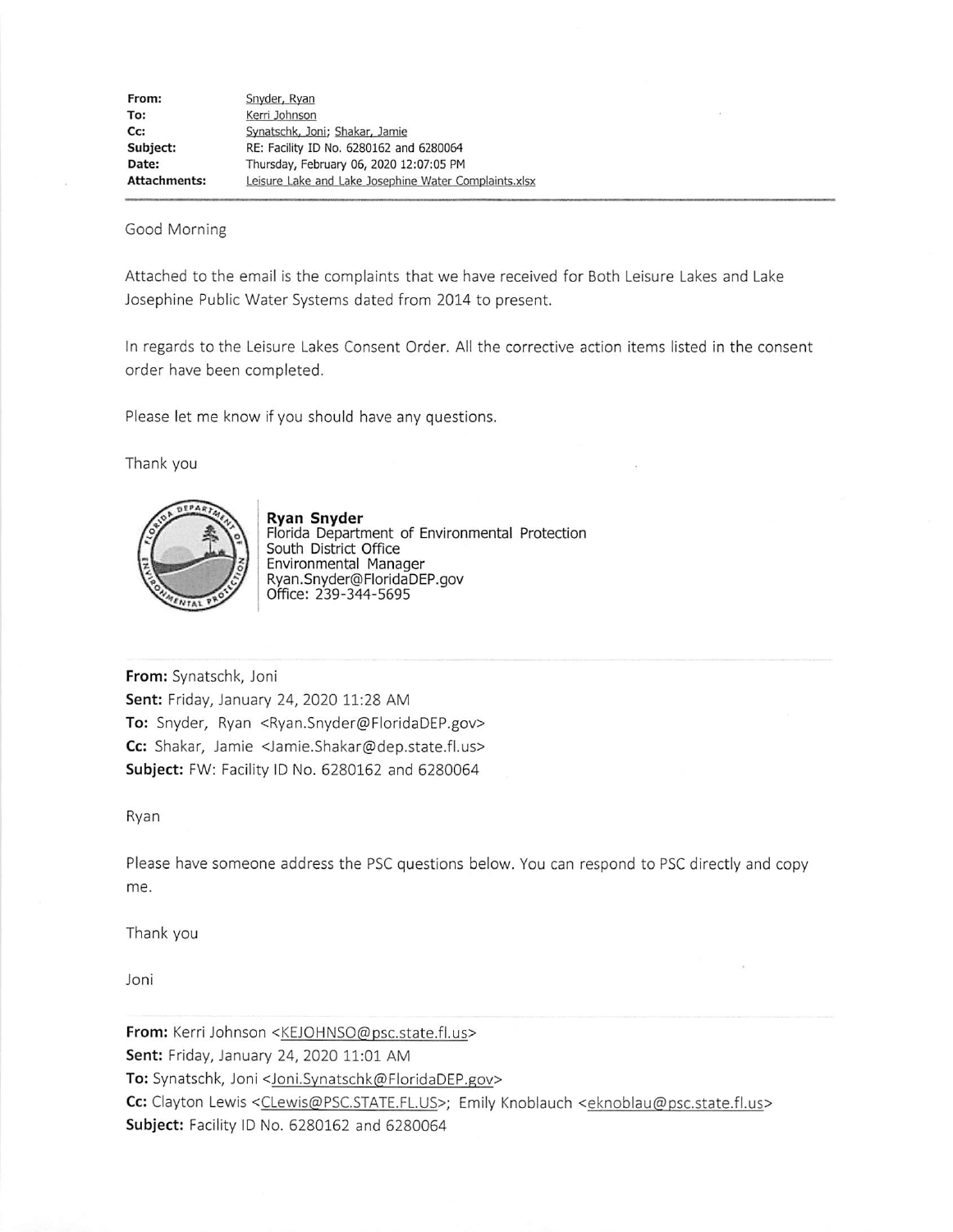| | |
|---|---|
| **From:** | Snyder, Ryan |
| **To:** | Kerri Johnson |
| **Cc:** | Synatschk, Joni; Shakar, Jamie |
| **Subject:** | RE: Facility ID No. 6280162 and 6280064 |
| **Date:** | Thursday, February 06, 2020 12:07:05 PM |
| **Attachments:** | Leisure Lake and Lake Josephine Water Complaints.xlsx |

Good Morning

Attached to the email is the complaints that we have received for Both Leisure Lakes and Lake Josephine Public Water Systems dated from 2014 to present.

In regards to the Leisure Lakes Consent Order. All the corrective action items listed in the consent order have been completed.

Please let me know if you should have any questions.

Thank you

**Ryan Snyder**
Florida Department of Environmental Protection
South District Office
Environmental Manager
Ryan.Snyder@FloridaDEP.gov
Office: 239-344-5695

**From:** Synatschk, Joni
**Sent:** Friday, January 24, 2020 11:28 AM
**To:** Snyder, Ryan <Ryan.Snyder@FloridaDEP.gov>
**Cc:** Shakar, Jamie <Jamie.Shakar@dep.state.fl.us>
**Subject:** FW: Facility ID No. 6280162 and 6280064

Ryan

Please have someone address the PSC questions below. You can respond to PSC directly and copy me.

Thank you

Joni

**From:** Kerri Johnson <KEJOHNSO@psc.state.fl.us>
**Sent:** Friday, January 24, 2020 11:01 AM
**To:** Synatschk, Joni <Joni.Synatschk@FloridaDEP.gov>
**Cc:** Clayton Lewis <CLewis@PSC.STATE.FL.US>; Emily Knoblauch <eknoblau@psc.state.fl.us>
**Subject:** Facility ID No. 6280162 and 6280064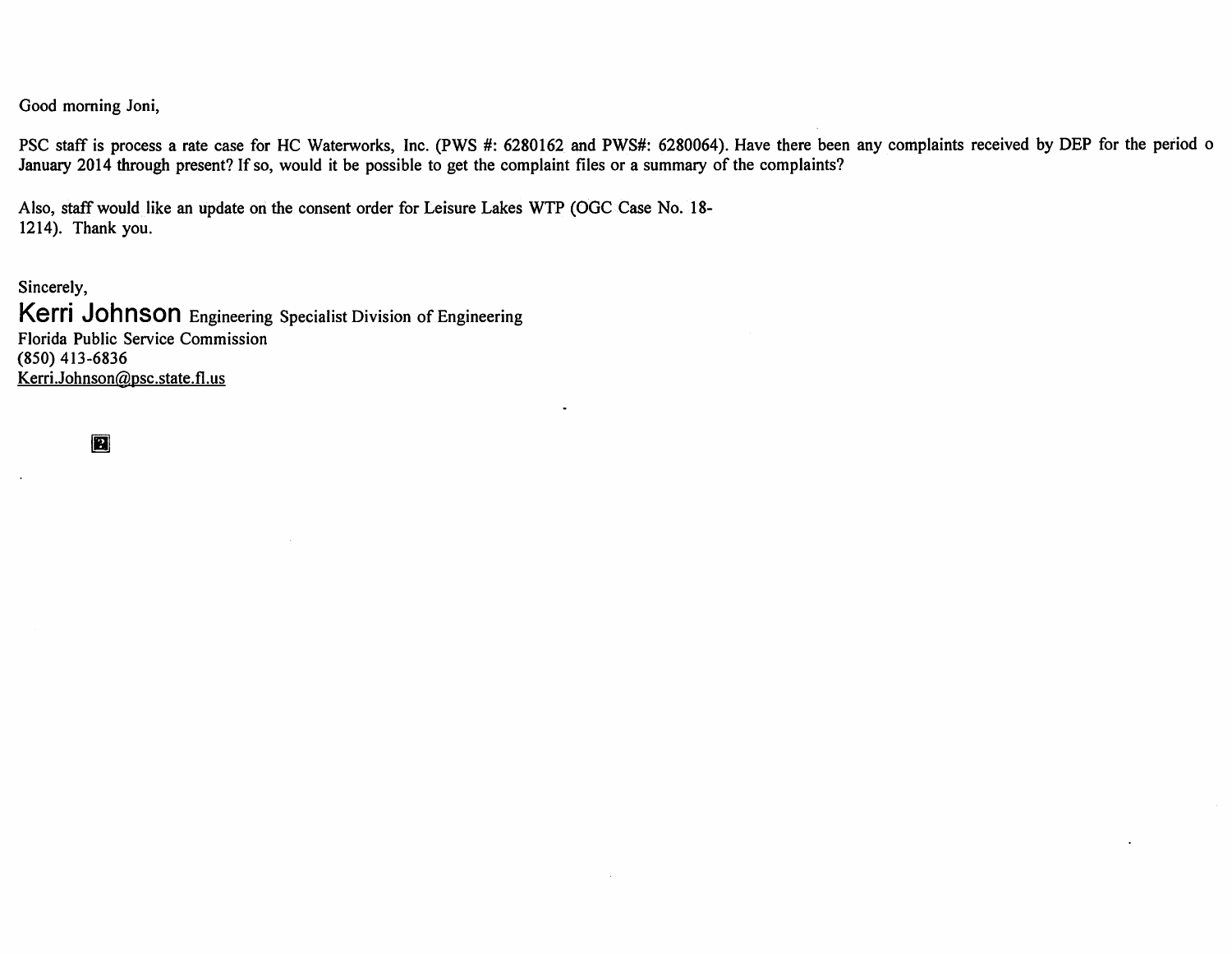Good morning Joni,

PSC staff is process a rate case for HC Waterworks, Inc. (PWS #: 6280162 and PWS#: 6280064). Have there been any complaints received by DEP for the period o January 2014 through present? If so, would it be possible to get the complaint files or a summary of the complaints?

Also, staff would like an update on the consent order for Leisure Lakes WTP (OGC Case No. 18-1214). Thank you.

Sincerely,

**Kerri Johnson** Engineering Specialist Division of Engineering
Florida Public Service Commission
(850) 413-6836
Kerri.Johnson@psc.state.fl.us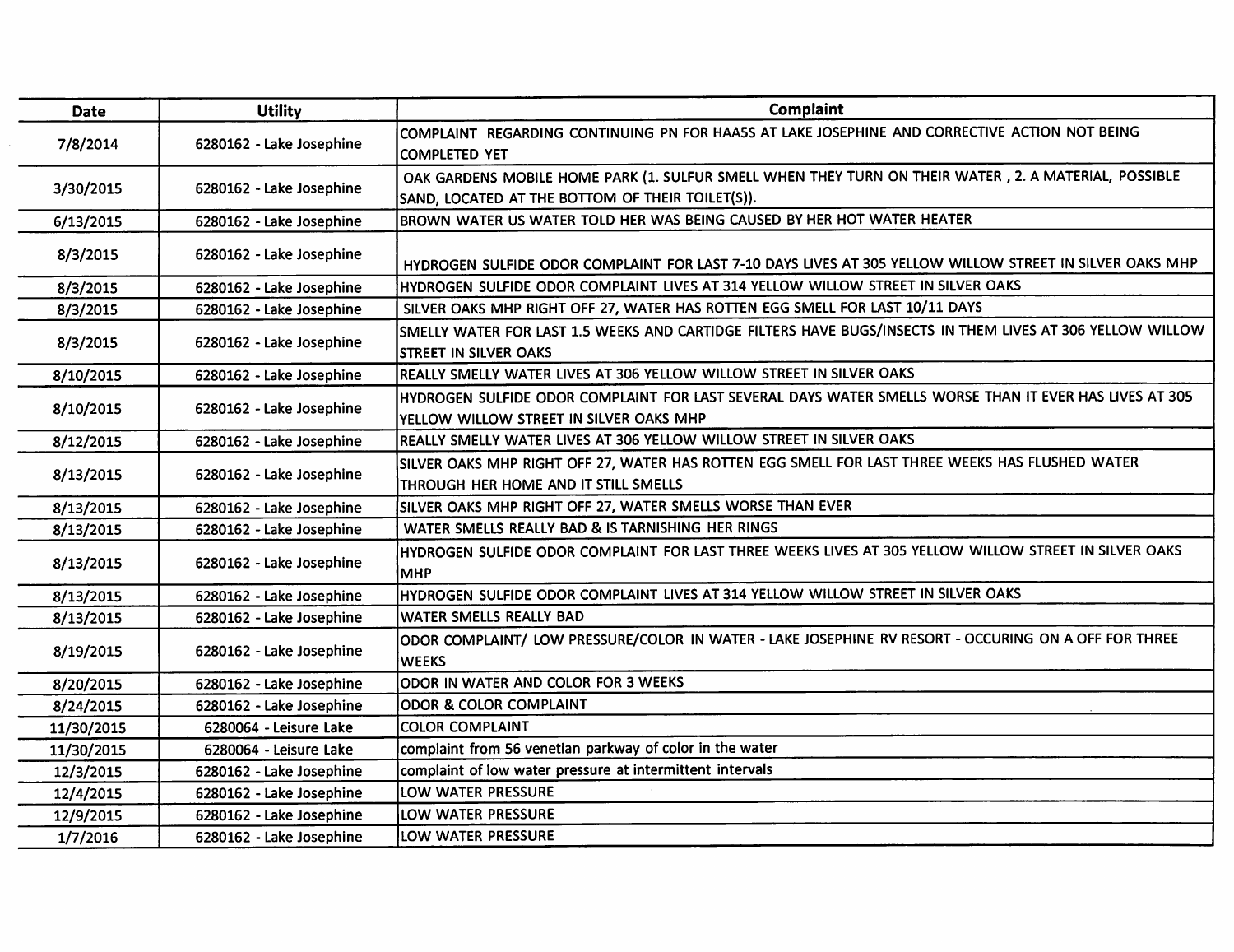| Date | Utility | Complaint |
|---|---|---|
| 7/8/2014 | 6280162 - Lake Josephine | COMPLAINT REGARDING CONTINUING PN FOR HAA5S AT LAKE JOSEPHINE AND CORRECTIVE ACTION NOT BEING COMPLETED YET |
| 3/30/2015 | 6280162 - Lake Josephine | OAK GARDENS MOBILE HOME PARK (1. SULFUR SMELL WHEN THEY TURN ON THEIR WATER , 2. A MATERIAL, POSSIBLE SAND, LOCATED AT THE BOTTOM OF THEIR TOILET(S)). |
| 6/13/2015 | 6280162 - Lake Josephine | BROWN WATER US WATER TOLD HER WAS BEING CAUSED BY HER HOT WATER HEATER |
| 8/3/2015 | 6280162 - Lake Josephine | HYDROGEN SULFIDE ODOR COMPLAINT FOR LAST 7-10 DAYS LIVES AT 305 YELLOW WILLOW STREET IN SILVER OAKS MHP |
| 8/3/2015 | 6280162 - Lake Josephine | HYDROGEN SULFIDE ODOR COMPLAINT LIVES AT 314 YELLOW WILLOW STREET IN SILVER OAKS |
| 8/3/2015 | 6280162 - Lake Josephine | SILVER OAKS MHP RIGHT OFF 27, WATER HAS ROTTEN EGG SMELL FOR LAST 10/11 DAYS |
| 8/3/2015 | 6280162 - Lake Josephine | SMELLY WATER FOR LAST 1.5 WEEKS AND CARTIDGE FILTERS HAVE BUGS/INSECTS IN THEM LIVES AT 306 YELLOW WILLOW STREET IN SILVER OAKS |
| 8/10/2015 | 6280162 - Lake Josephine | REALLY SMELLY WATER LIVES AT 306 YELLOW WILLOW STREET IN SILVER OAKS |
| 8/10/2015 | 6280162 - Lake Josephine | HYDROGEN SULFIDE ODOR COMPLAINT FOR LAST SEVERAL DAYS WATER SMELLS WORSE THAN IT EVER HAS LIVES AT 305 YELLOW WILLOW STREET IN SILVER OAKS MHP |
| 8/12/2015 | 6280162 - Lake Josephine | REALLY SMELLY WATER LIVES AT 306 YELLOW WILLOW STREET IN SILVER OAKS |
| 8/13/2015 | 6280162 - Lake Josephine | SILVER OAKS MHP RIGHT OFF 27, WATER HAS ROTTEN EGG SMELL FOR LAST THREE WEEKS HAS FLUSHED WATER THROUGH HER HOME AND IT STILL SMELLS |
| 8/13/2015 | 6280162 - Lake Josephine | SILVER OAKS MHP RIGHT OFF 27, WATER SMELLS WORSE THAN EVER |
| 8/13/2015 | 6280162 - Lake Josephine | WATER SMELLS REALLY BAD & IS TARNISHING HER RINGS |
| 8/13/2015 | 6280162 - Lake Josephine | HYDROGEN SULFIDE ODOR COMPLAINT FOR LAST THREE WEEKS LIVES AT 305 YELLOW WILLOW STREET IN SILVER OAKS MHP |
| 8/13/2015 | 6280162 - Lake Josephine | HYDROGEN SULFIDE ODOR COMPLAINT LIVES AT 314 YELLOW WILLOW STREET IN SILVER OAKS |
| 8/13/2015 | 6280162 - Lake Josephine | WATER SMELLS REALLY BAD |
| 8/19/2015 | 6280162 - Lake Josephine | ODOR COMPLAINT/ LOW PRESSURE/COLOR IN WATER - LAKE JOSEPHINE RV RESORT - OCCURING ON A OFF FOR THREE WEEKS |
| 8/20/2015 | 6280162 - Lake Josephine | ODOR IN WATER AND COLOR FOR 3 WEEKS |
| 8/24/2015 | 6280162 - Lake Josephine | ODOR & COLOR COMPLAINT |
| 11/30/2015 | 6280064 - Leisure Lake | COLOR COMPLAINT |
| 11/30/2015 | 6280064 - Leisure Lake | complaint from 56 venetian parkway of color in the water |
| 12/3/2015 | 6280162 - Lake Josephine | complaint of low water pressure at intermittent intervals |
| 12/4/2015 | 6280162 - Lake Josephine | LOW WATER PRESSURE |
| 12/9/2015 | 6280162 - Lake Josephine | LOW WATER PRESSURE |
| 1/7/2016 | 6280162 - Lake Josephine | LOW WATER PRESSURE |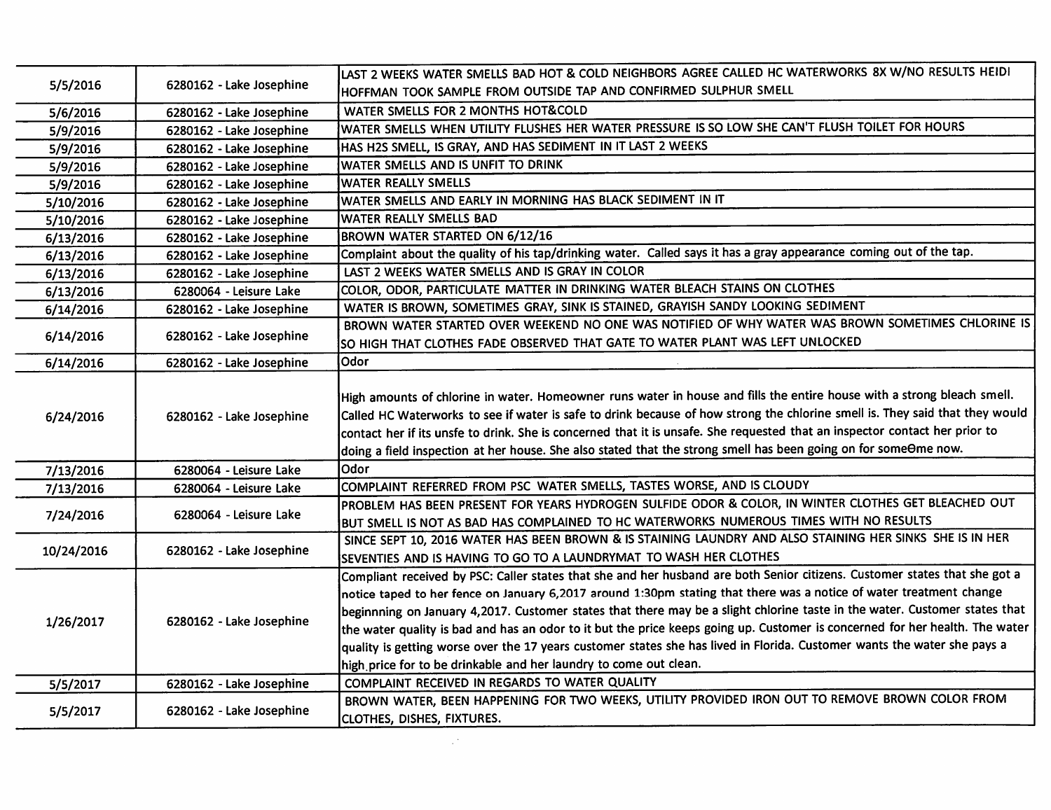| | | |
|---|---|---|
| 5/5/2016 | 6280162 - Lake Josephine | LAST 2 WEEKS WATER SMELLS BAD HOT & COLD NEIGHBORS AGREE CALLED HC WATERWORKS 8X W/NO RESULTS HEIDI HOFFMAN TOOK SAMPLE FROM OUTSIDE TAP AND CONFIRMED SULPHUR SMELL |
| 5/6/2016 | 6280162 - Lake Josephine | WATER SMELLS FOR 2 MONTHS HOT&COLD |
| 5/9/2016 | 6280162 - Lake Josephine | WATER SMELLS WHEN UTILITY FLUSHES HER WATER PRESSURE IS SO LOW SHE CAN'T FLUSH TOILET FOR HOURS |
| 5/9/2016 | 6280162 - Lake Josephine | HAS H2S SMELL, IS GRAY, AND HAS SEDIMENT IN IT LAST 2 WEEKS |
| 5/9/2016 | 6280162 - Lake Josephine | WATER SMELLS AND IS UNFIT TO DRINK |
| 5/9/2016 | 6280162 - Lake Josephine | WATER REALLY SMELLS |
| 5/10/2016 | 6280162 - Lake Josephine | WATER SMELLS AND EARLY IN MORNING HAS BLACK SEDIMENT IN IT |
| 5/10/2016 | 6280162 - Lake Josephine | WATER REALLY SMELLS BAD |
| 6/13/2016 | 6280162 - Lake Josephine | BROWN WATER STARTED ON 6/12/16 |
| 6/13/2016 | 6280162 - Lake Josephine | Complaint about the quality of his tap/drinking water. Called says it has a gray appearance coming out of the tap. |
| 6/13/2016 | 6280162 - Lake Josephine | LAST 2 WEEKS WATER SMELLS AND IS GRAY IN COLOR |
| 6/13/2016 | 6280064 - Leisure Lake | COLOR, ODOR, PARTICULATE MATTER IN DRINKING WATER BLEACH STAINS ON CLOTHES |
| 6/14/2016 | 6280162 - Lake Josephine | WATER IS BROWN, SOMETIMES GRAY, SINK IS STAINED, GRAYISH SANDY LOOKING SEDIMENT |
| 6/14/2016 | 6280162 - Lake Josephine | BROWN WATER STARTED OVER WEEKEND NO ONE WAS NOTIFIED OF WHY WATER WAS BROWN SOMETIMES CHLORINE IS SO HIGH THAT CLOTHES FADE OBSERVED THAT GATE TO WATER PLANT WAS LEFT UNLOCKED |
| 6/14/2016 | 6280162 - Lake Josephine | Odor |
| 6/24/2016 | 6280162 - Lake Josephine | High amounts of chlorine in water. Homeowner runs water in house and fills the entire house with a strong bleach smell. Called HC Waterworks to see if water is safe to drink because of how strong the chlorine smell is. They said that they would contact her if its unsfe to drink. She is concerned that it is unsafe. She requested that an inspector contact her prior to doing a field inspection at her house. She also stated that the strong smell has been going on for someθme now. |
| 7/13/2016 | 6280064 - Leisure Lake | Odor |
| 7/13/2016 | 6280064 - Leisure Lake | COMPLAINT REFERRED FROM PSC WATER SMELLS, TASTES WORSE, AND IS CLOUDY |
| 7/24/2016 | 6280064 - Leisure Lake | PROBLEM HAS BEEN PRESENT FOR YEARS HYDROGEN SULFIDE ODOR & COLOR, IN WINTER CLOTHES GET BLEACHED OUT BUT SMELL IS NOT AS BAD HAS COMPLAINED TO HC WATERWORKS NUMEROUS TIMES WITH NO RESULTS |
| 10/24/2016 | 6280162 - Lake Josephine | SINCE SEPT 10, 2016 WATER HAS BEEN BROWN & IS STAINING LAUNDRY AND ALSO STAINING HER SINKS SHE IS IN HER SEVENTIES AND IS HAVING TO GO TO A LAUNDRYMAT TO WASH HER CLOTHES |
| 1/26/2017 | 6280162 - Lake Josephine | Compliant received by PSC: Caller states that she and her husband are both Senior citizens. Customer states that she got a notice taped to her fence on January 6,2017 around 1:30pm stating that there was a notice of water treatment change beginnning on January 4,2017. Customer states that there may be a slight chlorine taste in the water. Customer states that the water quality is bad and has an odor to it but the price keeps going up. Customer is concerned for her health. The water quality is getting worse over the 17 years customer states she has lived in Florida. Customer wants the water she pays a high price for to be drinkable and her laundry to come out clean. |
| 5/5/2017 | 6280162 - Lake Josephine | COMPLAINT RECEIVED IN REGARDS TO WATER QUALITY |
| 5/5/2017 | 6280162 - Lake Josephine | BROWN WATER, BEEN HAPPENING FOR TWO WEEKS, UTILITY PROVIDED IRON OUT TO REMOVE BROWN COLOR FROM CLOTHES, DISHES, FIXTURES. |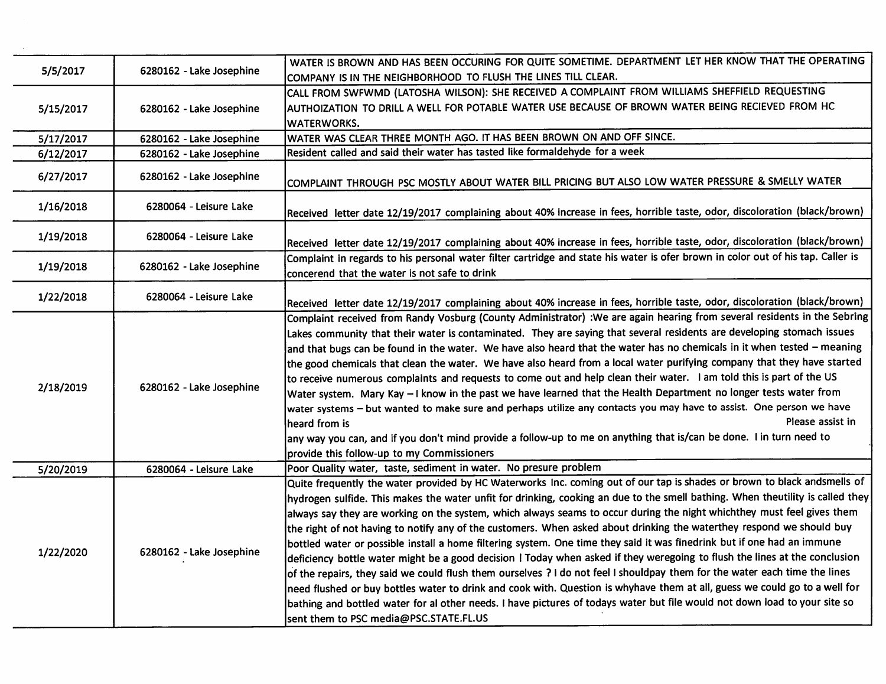| | | |
|---|---|---|
| 5/5/2017 | 6280162 - Lake Josephine | WATER IS BROWN AND HAS BEEN OCCURING FOR QUITE SOMETIME. DEPARTMENT LET HER KNOW THAT THE OPERATING COMPANY IS IN THE NEIGHBORHOOD TO FLUSH THE LINES TILL CLEAR. |
| 5/15/2017 | 6280162 - Lake Josephine | CALL FROM SWFWMD (LATOSHA WILSON): SHE RECEIVED A COMPLAINT FROM WILLIAMS SHEFFIELD REQUESTING AUTHOIZATION TO DRILL A WELL FOR POTABLE WATER USE BECAUSE OF BROWN WATER BEING RECIEVED FROM HC WATERWORKS. |
| 5/17/2017 | 6280162 - Lake Josephine | WATER WAS CLEAR THREE MONTH AGO. IT HAS BEEN BROWN ON AND OFF SINCE. |
| 6/12/2017 | 6280162 - Lake Josephine | Resident called and said their water has tasted like formaldehyde for a week |
| 6/27/2017 | 6280162 - Lake Josephine | COMPLAINT THROUGH PSC MOSTLY ABOUT WATER BILL PRICING BUT ALSO LOW WATER PRESSURE & SMELLY WATER |
| 1/16/2018 | 6280064 - Leisure Lake | Received letter date 12/19/2017 complaining about 40% increase in fees, horrible taste, odor, discoloration (black/brown) |
| 1/19/2018 | 6280064 - Leisure Lake | Received letter date 12/19/2017 complaining about 40% increase in fees, horrible taste, odor, discoloration (black/brown) |
| 1/19/2018 | 6280162 - Lake Josephine | Complaint in regards to his personal water filter cartridge and state his water is ofer brown in color out of his tap. Caller is concerend that the water is not safe to drink |
| 1/22/2018 | 6280064 - Leisure Lake | Received letter date 12/19/2017 complaining about 40% increase in fees, horrible taste, odor, discoloration (black/brown) |
| 2/18/2019 | 6280162 - Lake Josephine | Complaint received from Randy Vosburg (County Administrator) :We are again hearing from several residents in the Sebring Lakes communnity that their water is contaminated. They are saying that several residents are developing stomach issues and that bugs can be found in the water. We have also heard that the water has no chemicals in it when tested – meaning the good chemicals that clean the water. We have also heard from a local water purifying company that they have started to receive numerous complaints and requests to come out and help clean their water. I am told this is part of the US Water system. Mary Kay – I know in the past we have learned that the Health Department no longer tests water from water systems – but wanted to make sure and perhaps utilize any contacts you may have to assist. One person we have heard from is Please assist in any way you can, and if you don't mind provide a follow-up to me on anything that is/can be done. I in turn need to provide this follow-up to my Commissioners |
| 5/20/2019 | 6280064 - Leisure Lake | Poor Quality water, taste, sediment in water. No presure problem |
| 1/22/2020 | 6280162 - Lake Josephine | Quite frequently the water provided by HC Waterworks Inc. coming out of our tap is shades or brown to black andsmells of hydrogen sulfide. This makes the water unfit for drinking, cooking an due to the smell bathing. When theutility is called they always say they are working on the system, which always seams to occur during the night whichthey must feel gives them the right of not having to notify any of the customers. When asked about drinking the waterthey respond we should buy bottled water or possible install a home filtering system. One time they said it was finedrink but if one had an immune deficiency bottle water might be a good decision ! Today when asked if they weregoing to flush the lines at the conclusion of the repairs, they said we could flush them ourselves ? I do not feel I shouldpay them for the water each time the lines need flushed or buy bottles water to drink and cook with. Question is whyhave them at all, guess we could go to a well for bathing and bottled water for al other needs. I have pictures of todays water but file would not down load to your site so sent them to PSC media@PSC.STATE.FL.US |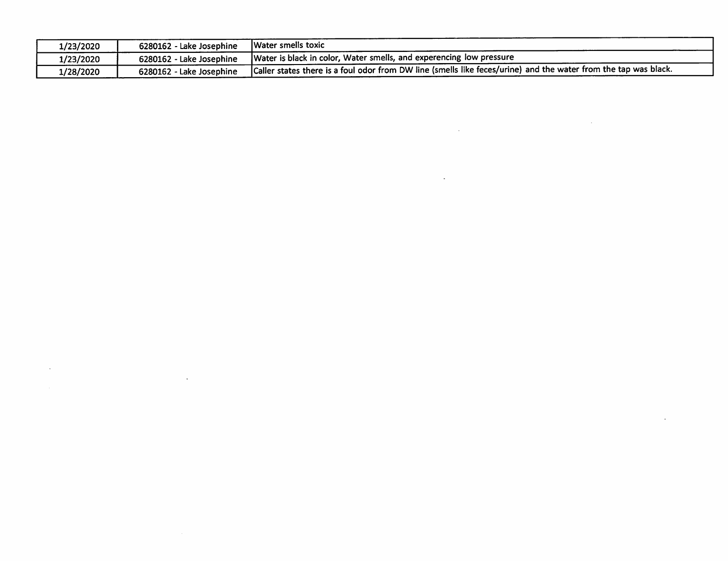| | | |
|---|---|---|
| 1/23/2020 | 6280162 - Lake Josephine | Water smells toxic |
| 1/23/2020 | 6280162 - Lake Josephine | Water is black in color, Water smells, and experencing low pressure |
| 1/28/2020 | 6280162 - Lake Josephine | Caller states there is a foul odor from DW line (smells like feces/urine) and the water from the tap was black. |